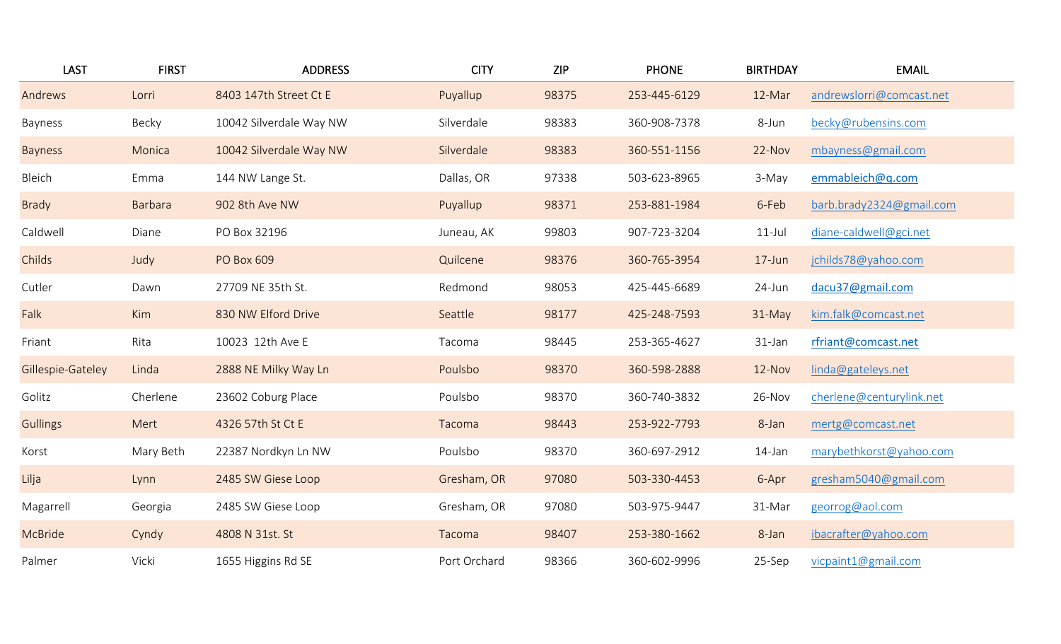| LAST | FIRST | ADDRESS | CITY | ZIP | PHONE | BIRTHDAY | EMAIL |
|---|---|---|---|---|---|---|---|
| Andrews | Lorri | 8403 147th Street Ct E | Puyallup | 98375 | 253-445-6129 | 12-Mar | andrewslorri@comcast.net |
| Bayness | Becky | 10042 Silverdale Way NW | Silverdale | 98383 | 360-908-7378 | 8-Jun | becky@rubensins.com |
| Bayness | Monica | 10042 Silverdale Way NW | Silverdale | 98383 | 360-551-1156 | 22-Nov | mbayness@gmail.com |
| Bleich | Emma | 144 NW Lange St. | Dallas, OR | 97338 | 503-623-8965 | 3-May | emmableich@q.com |
| Brady | Barbara | 902 8th Ave NW | Puyallup | 98371 | 253-881-1984 | 6-Feb | barb.brady2324@gmail.com |
| Caldwell | Diane | PO Box 32196 | Juneau, AK | 99803 | 907-723-3204 | 11-Jul | diane-caldwell@gci.net |
| Childs | Judy | PO Box 609 | Quilcene | 98376 | 360-765-3954 | 17-Jun | jchilds78@yahoo.com |
| Cutler | Dawn | 27709 NE 35th St. | Redmond | 98053 | 425-445-6689 | 24-Jun | dacu37@gmail.com |
| Falk | Kim | 830 NW Elford Drive | Seattle | 98177 | 425-248-7593 | 31-May | kim.falk@comcast.net |
| Friant | Rita | 10023 12th Ave E | Tacoma | 98445 | 253-365-4627 | 31-Jan | rfriant@comcast.net |
| Gillespie-Gateley | Linda | 2888 NE Milky Way Ln | Poulsbo | 98370 | 360-598-2888 | 12-Nov | linda@gateleys.net |
| Golitz | Cherlene | 23602 Coburg Place | Poulsbo | 98370 | 360-740-3832 | 26-Nov | cherlene@centurylink.net |
| Gullings | Mert | 4326 57th St Ct E | Tacoma | 98443 | 253-922-7793 | 8-Jan | mertg@comcast.net |
| Korst | Mary Beth | 22387 Nordkyn Ln NW | Poulsbo | 98370 | 360-697-2912 | 14-Jan | marybethkorst@yahoo.com |
| Lilja | Lynn | 2485 SW Giese Loop | Gresham, OR | 97080 | 503-330-4453 | 6-Apr | gresham5040@gmail.com |
| Magarrell | Georgia | 2485 SW Giese Loop | Gresham, OR | 97080 | 503-975-9447 | 31-Mar | georrog@aol.com |
| McBride | Cyndy | 4808 N 31st. St | Tacoma | 98407 | 253-380-1662 | 8-Jan | ibacrafter@yahoo.com |
| Palmer | Vicki | 1655 Higgins Rd SE | Port Orchard | 98366 | 360-602-9996 | 25-Sep | vicpaint1@gmail.com |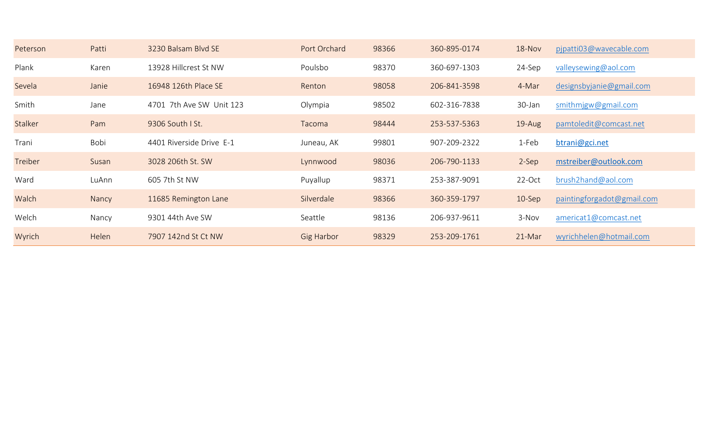| | | | | | | | |
|---|---|---|---|---|---|---|---|
| Peterson | Patti | 3230 Balsam Blvd SE | Port Orchard | 98366 | 360-895-0174 | 18-Nov | pjpatti03@wavecable.com |
| Plank | Karen | 13928 Hillcrest St NW | Poulsbo | 98370 | 360-697-1303 | 24-Sep | valleysewing@aol.com |
| Sevela | Janie | 16948 126th Place SE | Renton | 98058 | 206-841-3598 | 4-Mar | designsbyjanie@gmail.com |
| Smith | Jane | 4701 7th Ave SW Unit 123 | Olympia | 98502 | 602-316-7838 | 30-Jan | smithmjgw@gmail.com |
| Stalker | Pam | 9306 South I St. | Tacoma | 98444 | 253-537-5363 | 19-Aug | pamtoledit@comcast.net |
| Trani | Bobi | 4401 Riverside Drive E-1 | Juneau, AK | 99801 | 907-209-2322 | 1-Feb | btrani@gci.net |
| Treiber | Susan | 3028 206th St. SW | Lynnwood | 98036 | 206-790-1133 | 2-Sep | mstreiber@outlook.com |
| Ward | LuAnn | 605 7th St NW | Puyallup | 98371 | 253-387-9091 | 22-Oct | brush2hand@aol.com |
| Walch | Nancy | 11685 Remington Lane | Silverdale | 98366 | 360-359-1797 | 10-Sep | paintingforgadot@gmail.com |
| Welch | Nancy | 9301 44th Ave SW | Seattle | 98136 | 206-937-9611 | 3-Nov | americat1@comcast.net |
| Wyrich | Helen | 7907 142nd St Ct NW | Gig Harbor | 98329 | 253-209-1761 | 21-Mar | wyrichhelen@hotmail.com |